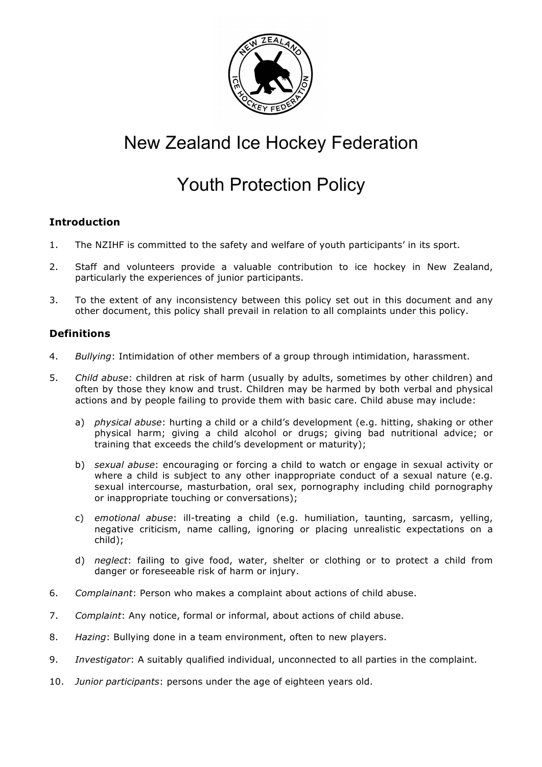# New Zealand Ice Hockey Federation

# Youth Protection Policy

### Introduction

1. The NZIHF is committed to the safety and welfare of youth participants' in its sport.

2. Staff and volunteers provide a valuable contribution to ice hockey in New Zealand, particularly the experiences of junior participants.

3. To the extent of any inconsistency between this policy set out in this document and any other document, this policy shall prevail in relation to all complaints under this policy.

### Definitions

4. *Bullying*: Intimidation of other members of a group through intimidation, harassment.

5. *Child abuse*: children at risk of harm (usually by adults, sometimes by other children) and often by those they know and trust. Children may be harmed by both verbal and physical actions and by people failing to provide them with basic care. Child abuse may include:

   a) *physical abuse*: hurting a child or a child's development (e.g. hitting, shaking or other physical harm; giving a child alcohol or drugs; giving bad nutritional advice; or training that exceeds the child's development or maturity);

   b) *sexual abuse*: encouraging or forcing a child to watch or engage in sexual activity or where a child is subject to any other inappropriate conduct of a sexual nature (e.g. sexual intercourse, masturbation, oral sex, pornography including child pornography or inappropriate touching or conversations);

   c) *emotional abuse*: ill-treating a child (e.g. humiliation, taunting, sarcasm, yelling, negative criticism, name calling, ignoring or placing unrealistic expectations on a child);

   d) *neglect*: failing to give food, water, shelter or clothing or to protect a child from danger or foreseeable risk of harm or injury.

6. *Complainant*: Person who makes a complaint about actions of child abuse.

7. *Complaint*: Any notice, formal or informal, about actions of child abuse.

8. *Hazing*: Bullying done in a team environment, often to new players.

9. *Investigator*: A suitably qualified individual, unconnected to all parties in the complaint.

10. *Junior participants*: persons under the age of eighteen years old.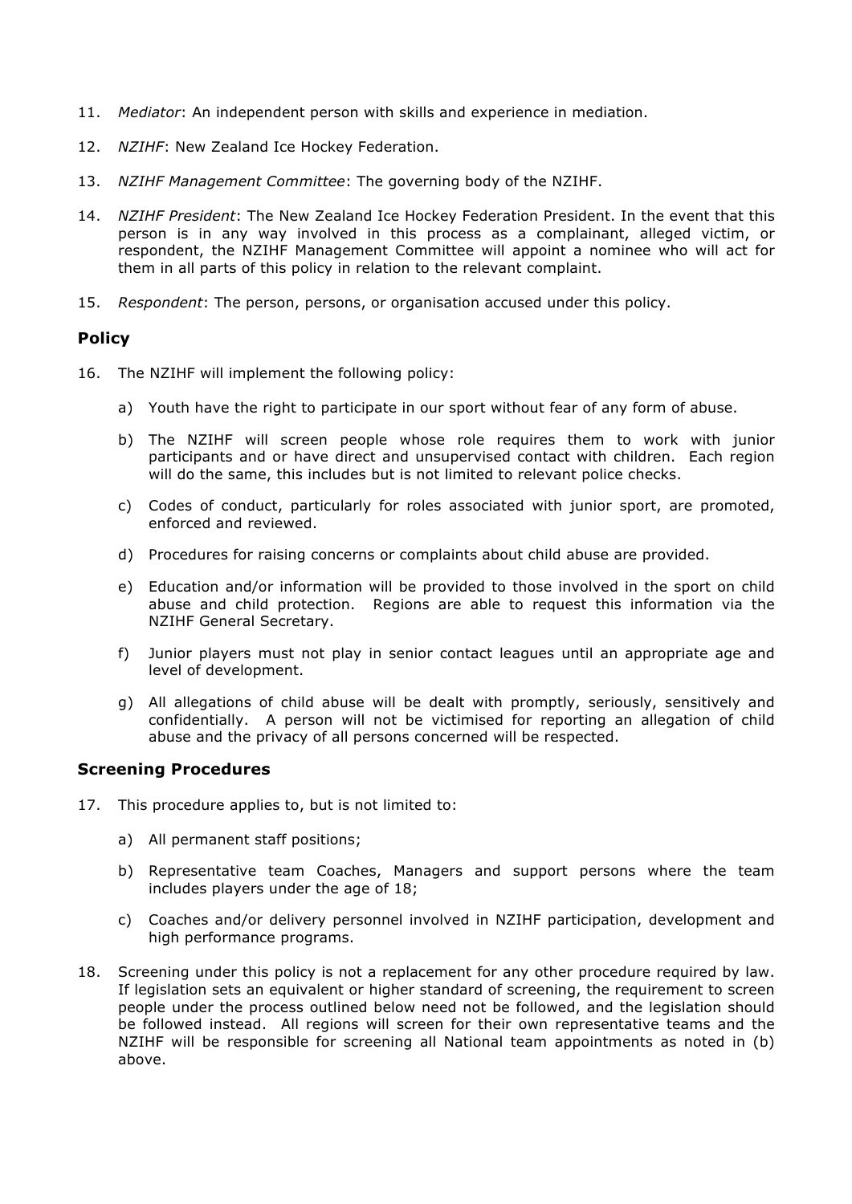11. *Mediator*: An independent person with skills and experience in mediation.

12. *NZIHF*: New Zealand Ice Hockey Federation.

13. *NZIHF Management Committee*: The governing body of the NZIHF.

14. *NZIHF President*: The New Zealand Ice Hockey Federation President. In the event that this person is in any way involved in this process as a complainant, alleged victim, or respondent, the NZIHF Management Committee will appoint a nominee who will act for them in all parts of this policy in relation to the relevant complaint.

15. *Respondent*: The person, persons, or organisation accused under this policy.

## Policy

16. The NZIHF will implement the following policy:

    a) Youth have the right to participate in our sport without fear of any form of abuse.

    b) The NZIHF will screen people whose role requires them to work with junior participants and or have direct and unsupervised contact with children. Each region will do the same, this includes but is not limited to relevant police checks.

    c) Codes of conduct, particularly for roles associated with junior sport, are promoted, enforced and reviewed.

    d) Procedures for raising concerns or complaints about child abuse are provided.

    e) Education and/or information will be provided to those involved in the sport on child abuse and child protection. Regions are able to request this information via the NZIHF General Secretary.

    f) Junior players must not play in senior contact leagues until an appropriate age and level of development.

    g) All allegations of child abuse will be dealt with promptly, seriously, sensitively and confidentially. A person will not be victimised for reporting an allegation of child abuse and the privacy of all persons concerned will be respected.

## Screening Procedures

17. This procedure applies to, but is not limited to:

    a) All permanent staff positions;

    b) Representative team Coaches, Managers and support persons where the team includes players under the age of 18;

    c) Coaches and/or delivery personnel involved in NZIHF participation, development and high performance programs.

18. Screening under this policy is not a replacement for any other procedure required by law. If legislation sets an equivalent or higher standard of screening, the requirement to screen people under the process outlined below need not be followed, and the legislation should be followed instead. All regions will screen for their own representative teams and the NZIHF will be responsible for screening all National team appointments as noted in (b) above.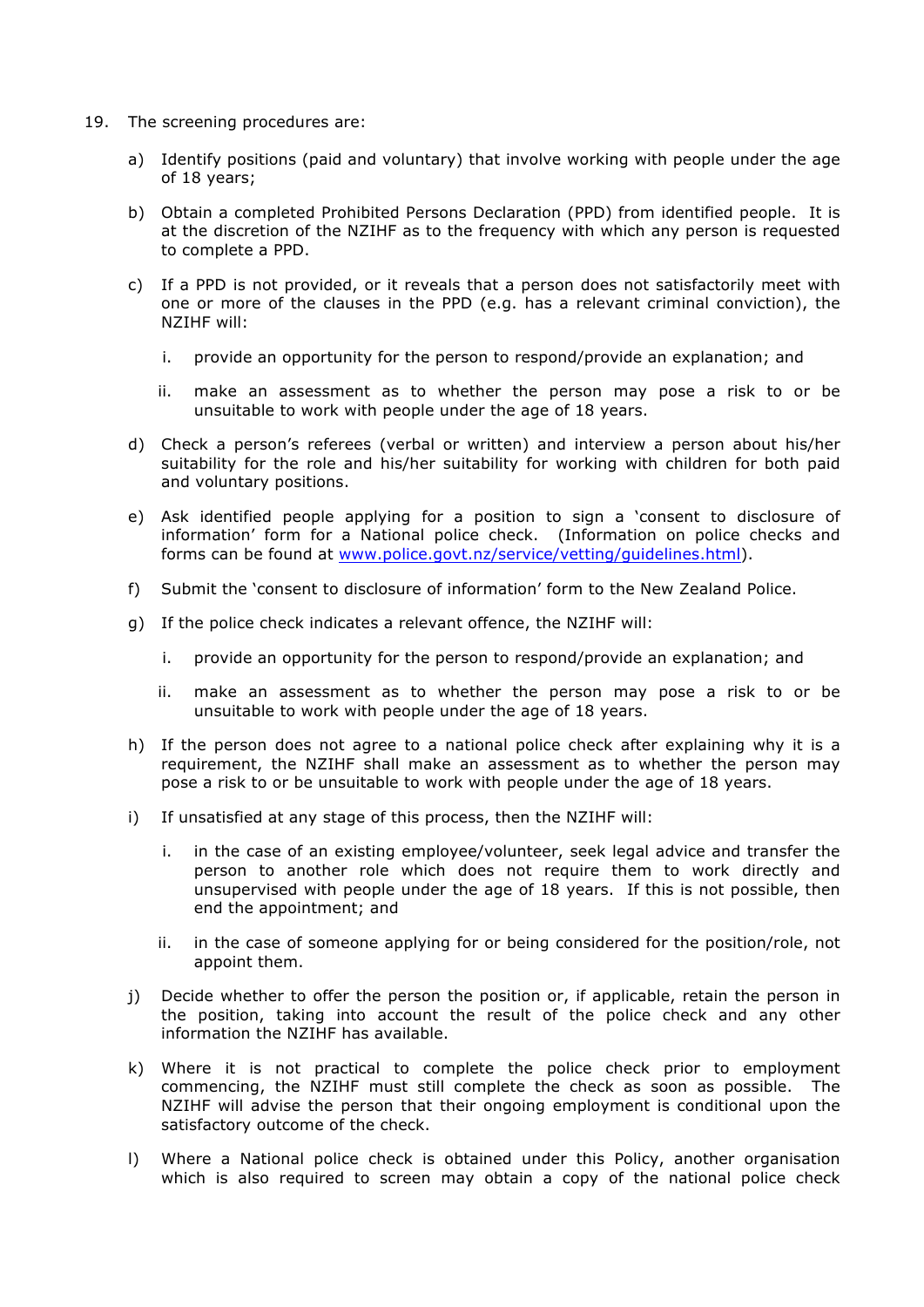19. The screening procedures are:

    a) Identify positions (paid and voluntary) that involve working with people under the age of 18 years;

    b) Obtain a completed Prohibited Persons Declaration (PPD) from identified people. It is at the discretion of the NZIHF as to the frequency with which any person is requested to complete a PPD.

    c) If a PPD is not provided, or it reveals that a person does not satisfactorily meet with one or more of the clauses in the PPD (e.g. has a relevant criminal conviction), the NZIHF will:

        i. provide an opportunity for the person to respond/provide an explanation; and

        ii. make an assessment as to whether the person may pose a risk to or be unsuitable to work with people under the age of 18 years.

    d) Check a person's referees (verbal or written) and interview a person about his/her suitability for the role and his/her suitability for working with children for both paid and voluntary positions.

    e) Ask identified people applying for a position to sign a 'consent to disclosure of information' form for a National police check. (Information on police checks and forms can be found at [www.police.govt.nz/service/vetting/guidelines.html](www.police.govt.nz/service/vetting/guidelines.html)).

    f) Submit the 'consent to disclosure of information' form to the New Zealand Police.

    g) If the police check indicates a relevant offence, the NZIHF will:

        i. provide an opportunity for the person to respond/provide an explanation; and

        ii. make an assessment as to whether the person may pose a risk to or be unsuitable to work with people under the age of 18 years.

    h) If the person does not agree to a national police check after explaining why it is a requirement, the NZIHF shall make an assessment as to whether the person may pose a risk to or be unsuitable to work with people under the age of 18 years.

    i) If unsatisfied at any stage of this process, then the NZIHF will:

        i. in the case of an existing employee/volunteer, seek legal advice and transfer the person to another role which does not require them to work directly and unsupervised with people under the age of 18 years. If this is not possible, then end the appointment; and

        ii. in the case of someone applying for or being considered for the position/role, not appoint them.

    j) Decide whether to offer the person the position or, if applicable, retain the person in the position, taking into account the result of the police check and any other information the NZIHF has available.

    k) Where it is not practical to complete the police check prior to employment commencing, the NZIHF must still complete the check as soon as possible. The NZIHF will advise the person that their ongoing employment is conditional upon the satisfactory outcome of the check.

    l) Where a National police check is obtained under this Policy, another organisation which is also required to screen may obtain a copy of the national police check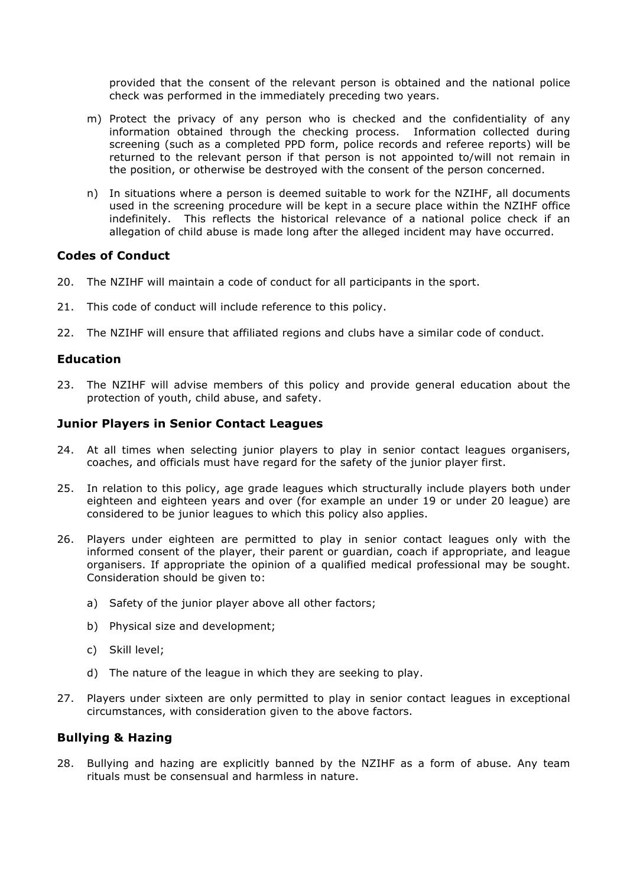provided that the consent of the relevant person is obtained and the national police check was performed in the immediately preceding two years.

m) Protect the privacy of any person who is checked and the confidentiality of any information obtained through the checking process. Information collected during screening (such as a completed PPD form, police records and referee reports) will be returned to the relevant person if that person is not appointed to/will not remain in the position, or otherwise be destroyed with the consent of the person concerned.

n) In situations where a person is deemed suitable to work for the NZIHF, all documents used in the screening procedure will be kept in a secure place within the NZIHF office indefinitely. This reflects the historical relevance of a national police check if an allegation of child abuse is made long after the alleged incident may have occurred.

### Codes of Conduct

20. The NZIHF will maintain a code of conduct for all participants in the sport.

21. This code of conduct will include reference to this policy.

22. The NZIHF will ensure that affiliated regions and clubs have a similar code of conduct.

### Education

23. The NZIHF will advise members of this policy and provide general education about the protection of youth, child abuse, and safety.

### Junior Players in Senior Contact Leagues

24. At all times when selecting junior players to play in senior contact leagues organisers, coaches, and officials must have regard for the safety of the junior player first.

25. In relation to this policy, age grade leagues which structurally include players both under eighteen and eighteen years and over (for example an under 19 or under 20 league) are considered to be junior leagues to which this policy also applies.

26. Players under eighteen are permitted to play in senior contact leagues only with the informed consent of the player, their parent or guardian, coach if appropriate, and league organisers. If appropriate the opinion of a qualified medical professional may be sought. Consideration should be given to:

    a) Safety of the junior player above all other factors;

    b) Physical size and development;

    c) Skill level;

    d) The nature of the league in which they are seeking to play.

27. Players under sixteen are only permitted to play in senior contact leagues in exceptional circumstances, with consideration given to the above factors.

### Bullying & Hazing

28. Bullying and hazing are explicitly banned by the NZIHF as a form of abuse. Any team rituals must be consensual and harmless in nature.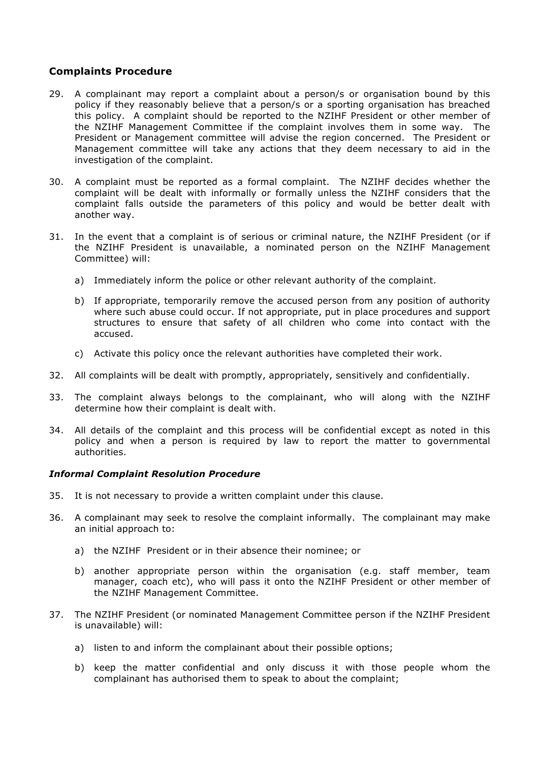## Complaints Procedure

29. A complainant may report a complaint about a person/s or organisation bound by this policy if they reasonably believe that a person/s or a sporting organisation has breached this policy. A complaint should be reported to the NZIHF President or other member of the NZIHF Management Committee if the complaint involves them in some way. The President or Management committee will advise the region concerned. The President or Management committee will take any actions that they deem necessary to aid in the investigation of the complaint.

30. A complaint must be reported as a formal complaint. The NZIHF decides whether the complaint will be dealt with informally or formally unless the NZIHF considers that the complaint falls outside the parameters of this policy and would be better dealt with another way.

31. In the event that a complaint is of serious or criminal nature, the NZIHF President (or if the NZIHF President is unavailable, a nominated person on the NZIHF Management Committee) will:

    a) Immediately inform the police or other relevant authority of the complaint.

    b) If appropriate, temporarily remove the accused person from any position of authority where such abuse could occur. If not appropriate, put in place procedures and support structures to ensure that safety of all children who come into contact with the accused.

    c) Activate this policy once the relevant authorities have completed their work.

32. All complaints will be dealt with promptly, appropriately, sensitively and confidentially.

33. The complaint always belongs to the complainant, who will along with the NZIHF determine how their complaint is dealt with.

34. All details of the complaint and this process will be confidential except as noted in this policy and when a person is required by law to report the matter to governmental authorities.

### *Informal Complaint Resolution Procedure*

35. It is not necessary to provide a written complaint under this clause.

36. A complainant may seek to resolve the complaint informally. The complainant may make an initial approach to:

    a) the NZIHF President or in their absence their nominee; or

    b) another appropriate person within the organisation (e.g. staff member, team manager, coach etc), who will pass it onto the NZIHF President or other member of the NZIHF Management Committee.

37. The NZIHF President (or nominated Management Committee person if the NZIHF President is unavailable) will:

    a) listen to and inform the complainant about their possible options;

    b) keep the matter confidential and only discuss it with those people whom the complainant has authorised them to speak to about the complaint;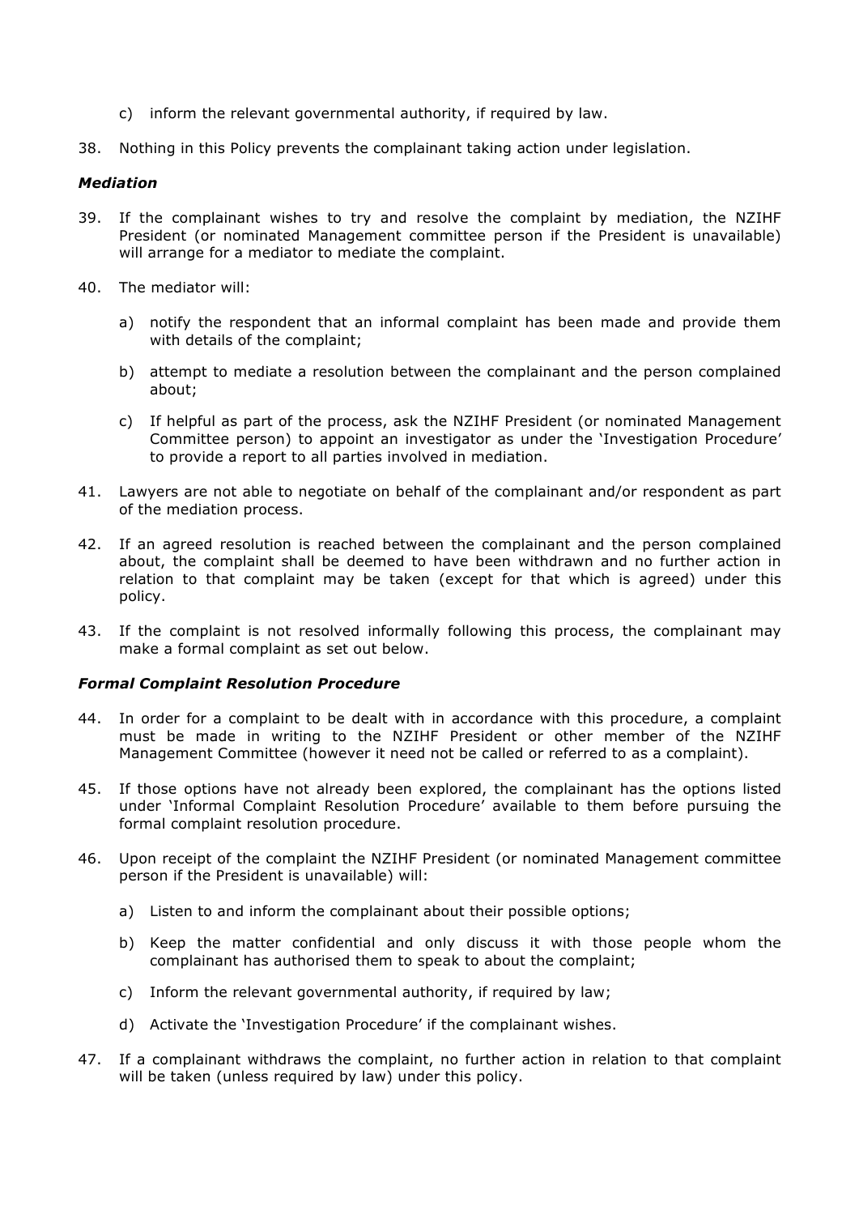c) inform the relevant governmental authority, if required by law.

38. Nothing in this Policy prevents the complainant taking action under legislation.

***Mediation***

39. If the complainant wishes to try and resolve the complaint by mediation, the NZIHF President (or nominated Management committee person if the President is unavailable) will arrange for a mediator to mediate the complaint.

40. The mediator will:

    a) notify the respondent that an informal complaint has been made and provide them with details of the complaint;

    b) attempt to mediate a resolution between the complainant and the person complained about;

    c) If helpful as part of the process, ask the NZIHF President (or nominated Management Committee person) to appoint an investigator as under the 'Investigation Procedure' to provide a report to all parties involved in mediation.

41. Lawyers are not able to negotiate on behalf of the complainant and/or respondent as part of the mediation process.

42. If an agreed resolution is reached between the complainant and the person complained about, the complaint shall be deemed to have been withdrawn and no further action in relation to that complaint may be taken (except for that which is agreed) under this policy.

43. If the complaint is not resolved informally following this process, the complainant may make a formal complaint as set out below.

***Formal Complaint Resolution Procedure***

44. In order for a complaint to be dealt with in accordance with this procedure, a complaint must be made in writing to the NZIHF President or other member of the NZIHF Management Committee (however it need not be called or referred to as a complaint).

45. If those options have not already been explored, the complainant has the options listed under 'Informal Complaint Resolution Procedure' available to them before pursuing the formal complaint resolution procedure.

46. Upon receipt of the complaint the NZIHF President (or nominated Management committee person if the President is unavailable) will:

    a) Listen to and inform the complainant about their possible options;

    b) Keep the matter confidential and only discuss it with those people whom the complainant has authorised them to speak to about the complaint;

    c) Inform the relevant governmental authority, if required by law;

    d) Activate the 'Investigation Procedure' if the complainant wishes.

47. If a complainant withdraws the complaint, no further action in relation to that complaint will be taken (unless required by law) under this policy.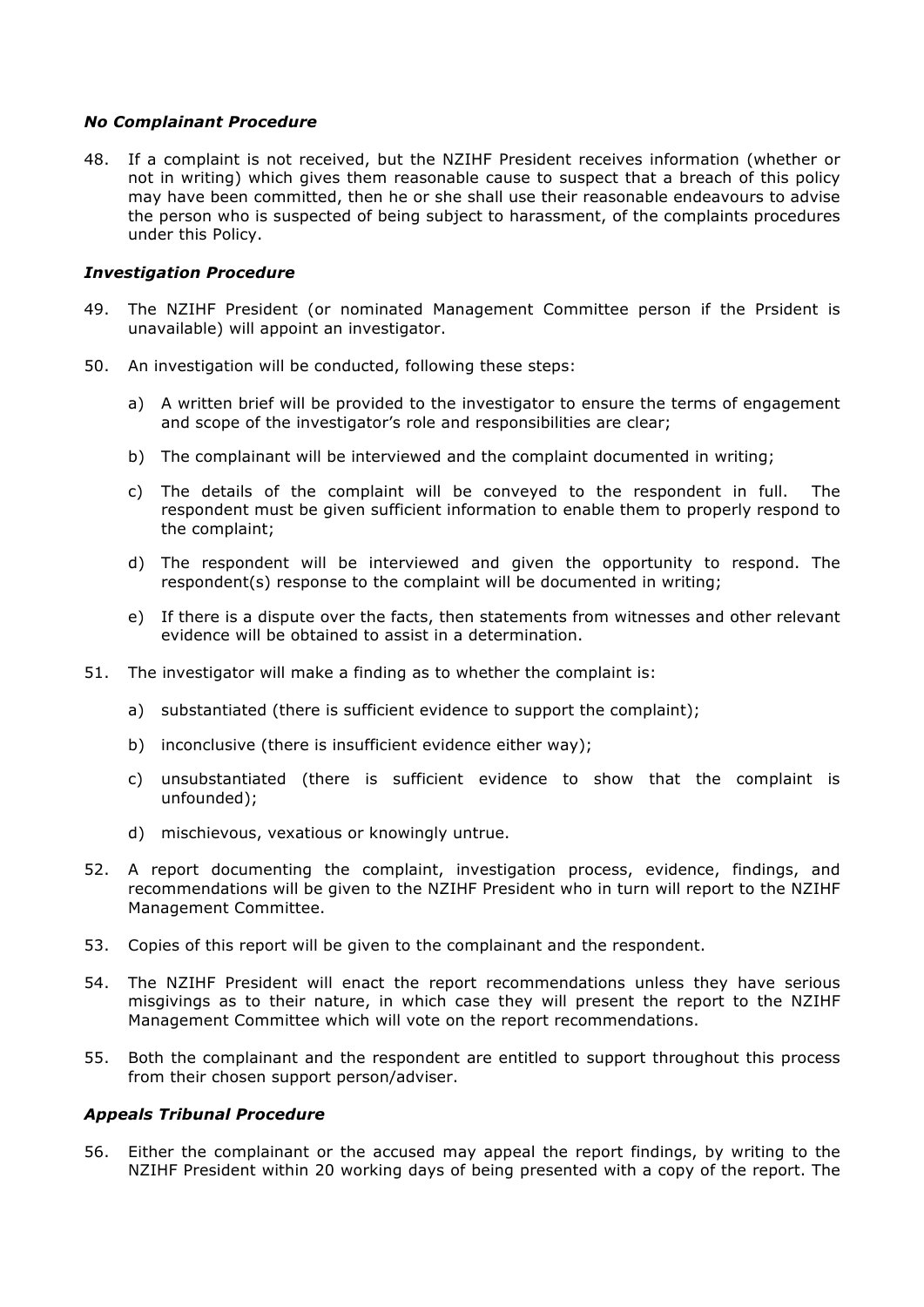***No Complainant Procedure***

48. If a complaint is not received, but the NZIHF President receives information (whether or not in writing) which gives them reasonable cause to suspect that a breach of this policy may have been committed, then he or she shall use their reasonable endeavours to advise the person who is suspected of being subject to harassment, of the complaints procedures under this Policy.

***Investigation Procedure***

49. The NZIHF President (or nominated Management Committee person if the Prsident is unavailable) will appoint an investigator.

50. An investigation will be conducted, following these steps:

    a) A written brief will be provided to the investigator to ensure the terms of engagement and scope of the investigator's role and responsibilities are clear;

    b) The complainant will be interviewed and the complaint documented in writing;

    c) The details of the complaint will be conveyed to the respondent in full. The respondent must be given sufficient information to enable them to properly respond to the complaint;

    d) The respondent will be interviewed and given the opportunity to respond. The respondent(s) response to the complaint will be documented in writing;

    e) If there is a dispute over the facts, then statements from witnesses and other relevant evidence will be obtained to assist in a determination.

51. The investigator will make a finding as to whether the complaint is:

    a) substantiated (there is sufficient evidence to support the complaint);

    b) inconclusive (there is insufficient evidence either way);

    c) unsubstantiated (there is sufficient evidence to show that the complaint is unfounded);

    d) mischievous, vexatious or knowingly untrue.

52. A report documenting the complaint, investigation process, evidence, findings, and recommendations will be given to the NZIHF President who in turn will report to the NZIHF Management Committee.

53. Copies of this report will be given to the complainant and the respondent.

54. The NZIHF President will enact the report recommendations unless they have serious misgivings as to their nature, in which case they will present the report to the NZIHF Management Committee which will vote on the report recommendations.

55. Both the complainant and the respondent are entitled to support throughout this process from their chosen support person/adviser.

***Appeals Tribunal Procedure***

56. Either the complainant or the accused may appeal the report findings, by writing to the NZIHF President within 20 working days of being presented with a copy of the report. The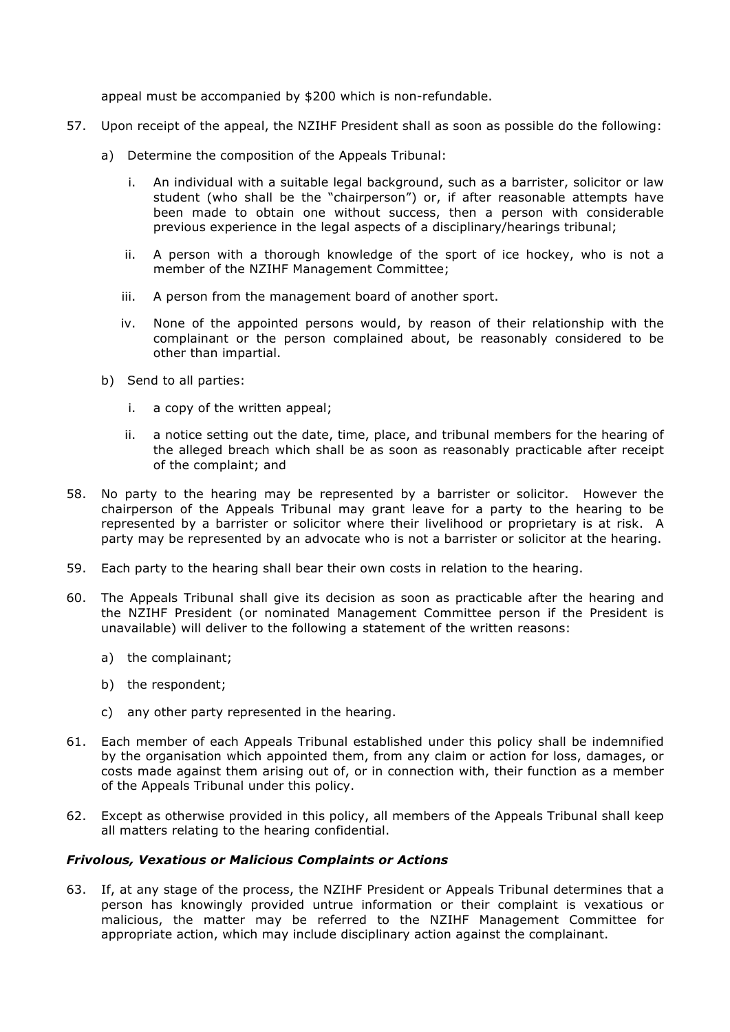appeal must be accompanied by $200 which is non-refundable.

57. Upon receipt of the appeal, the NZIHF President shall as soon as possible do the following:

    a) Determine the composition of the Appeals Tribunal:

        i. An individual with a suitable legal background, such as a barrister, solicitor or law student (who shall be the "chairperson") or, if after reasonable attempts have been made to obtain one without success, then a person with considerable previous experience in the legal aspects of a disciplinary/hearings tribunal;

        ii. A person with a thorough knowledge of the sport of ice hockey, who is not a member of the NZIHF Management Committee;

        iii. A person from the management board of another sport.

        iv. None of the appointed persons would, by reason of their relationship with the complainant or the person complained about, be reasonably considered to be other than impartial.

    b) Send to all parties:

        i. a copy of the written appeal;

        ii. a notice setting out the date, time, place, and tribunal members for the hearing of the alleged breach which shall be as soon as reasonably practicable after receipt of the complaint; and

58. No party to the hearing may be represented by a barrister or solicitor. However the chairperson of the Appeals Tribunal may grant leave for a party to the hearing to be represented by a barrister or solicitor where their livelihood or proprietary is at risk. A party may be represented by an advocate who is not a barrister or solicitor at the hearing.

59. Each party to the hearing shall bear their own costs in relation to the hearing.

60. The Appeals Tribunal shall give its decision as soon as practicable after the hearing and the NZIHF President (or nominated Management Committee person if the President is unavailable) will deliver to the following a statement of the written reasons:

    a) the complainant;

    b) the respondent;

    c) any other party represented in the hearing.

61. Each member of each Appeals Tribunal established under this policy shall be indemnified by the organisation which appointed them, from any claim or action for loss, damages, or costs made against them arising out of, or in connection with, their function as a member of the Appeals Tribunal under this policy.

62. Except as otherwise provided in this policy, all members of the Appeals Tribunal shall keep all matters relating to the hearing confidential.

***Frivolous, Vexatious or Malicious Complaints or Actions***

63. If, at any stage of the process, the NZIHF President or Appeals Tribunal determines that a person has knowingly provided untrue information or their complaint is vexatious or malicious, the matter may be referred to the NZIHF Management Committee for appropriate action, which may include disciplinary action against the complainant.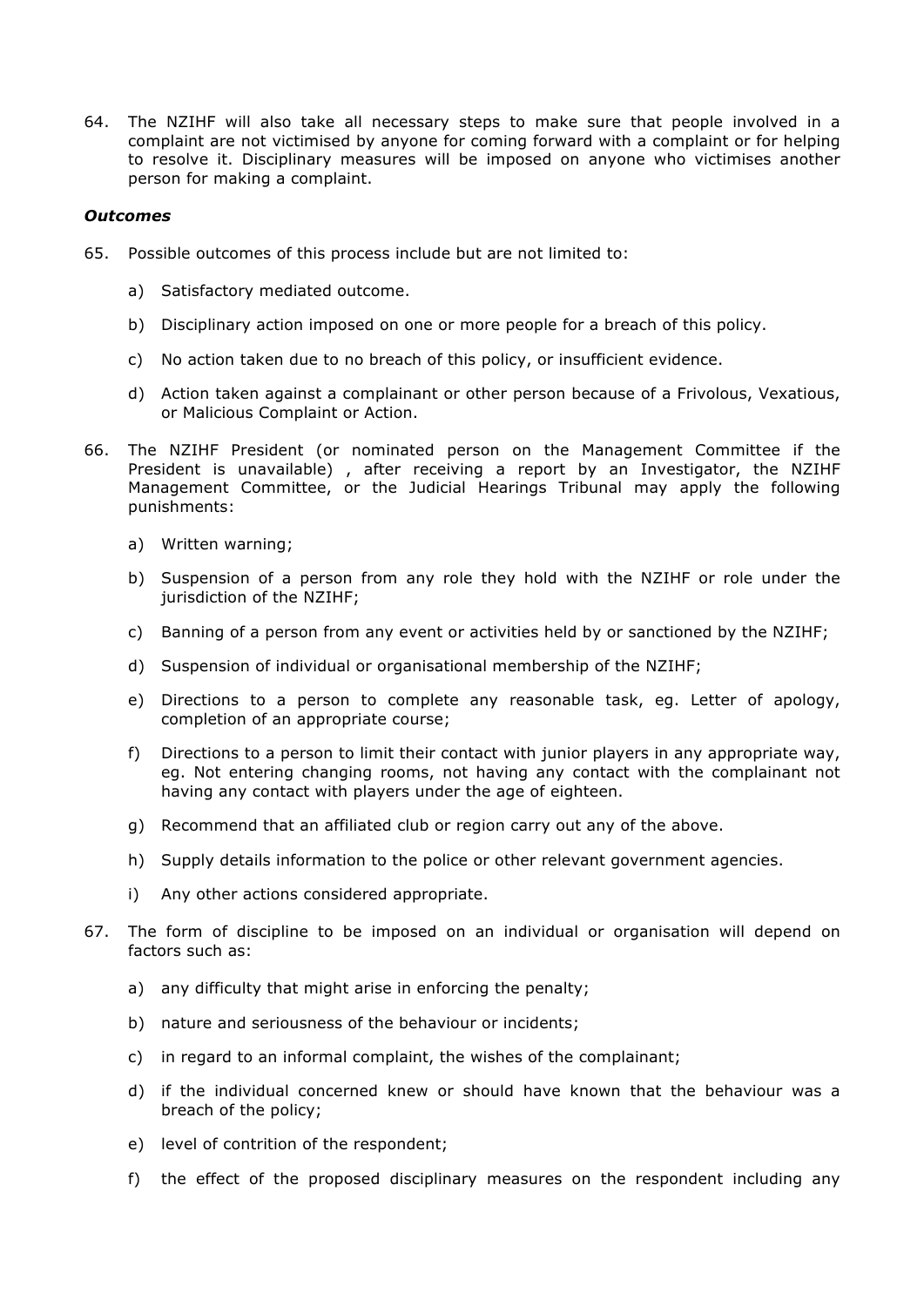64. The NZIHF will also take all necessary steps to make sure that people involved in a complaint are not victimised by anyone for coming forward with a complaint or for helping to resolve it. Disciplinary measures will be imposed on anyone who victimises another person for making a complaint.

### *Outcomes*

65. Possible outcomes of this process include but are not limited to:

    a) Satisfactory mediated outcome.

    b) Disciplinary action imposed on one or more people for a breach of this policy.

    c) No action taken due to no breach of this policy, or insufficient evidence.

    d) Action taken against a complainant or other person because of a Frivolous, Vexatious, or Malicious Complaint or Action.

66. The NZIHF President (or nominated person on the Management Committee if the President is unavailable) , after receiving a report by an Investigator, the NZIHF Management Committee, or the Judicial Hearings Tribunal may apply the following punishments:

    a) Written warning;

    b) Suspension of a person from any role they hold with the NZIHF or role under the jurisdiction of the NZIHF;

    c) Banning of a person from any event or activities held by or sanctioned by the NZIHF;

    d) Suspension of individual or organisational membership of the NZIHF;

    e) Directions to a person to complete any reasonable task, eg. Letter of apology, completion of an appropriate course;

    f) Directions to a person to limit their contact with junior players in any appropriate way, eg. Not entering changing rooms, not having any contact with the complainant not having any contact with players under the age of eighteen.

    g) Recommend that an affiliated club or region carry out any of the above.

    h) Supply details information to the police or other relevant government agencies.

    i) Any other actions considered appropriate.

67. The form of discipline to be imposed on an individual or organisation will depend on factors such as:

    a) any difficulty that might arise in enforcing the penalty;

    b) nature and seriousness of the behaviour or incidents;

    c) in regard to an informal complaint, the wishes of the complainant;

    d) if the individual concerned knew or should have known that the behaviour was a breach of the policy;

    e) level of contrition of the respondent;

    f) the effect of the proposed disciplinary measures on the respondent including any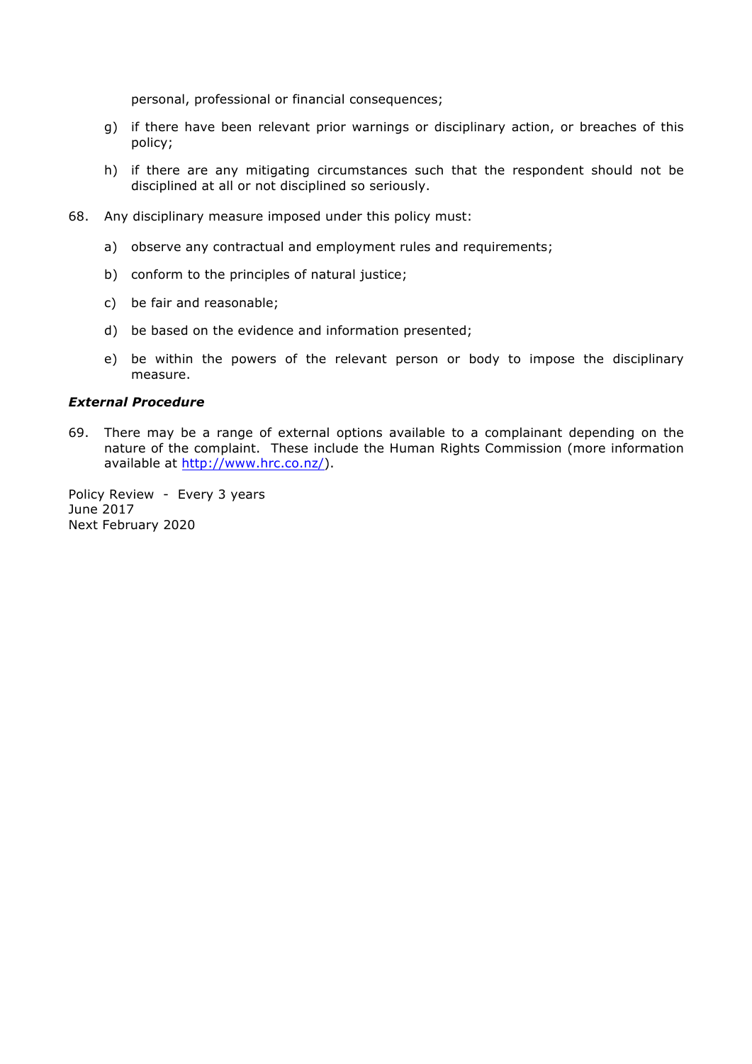personal, professional or financial consequences;

g) if there have been relevant prior warnings or disciplinary action, or breaches of this policy;

h) if there are any mitigating circumstances such that the respondent should not be disciplined at all or not disciplined so seriously.

68. Any disciplinary measure imposed under this policy must:

a) observe any contractual and employment rules and requirements;

b) conform to the principles of natural justice;

c) be fair and reasonable;

d) be based on the evidence and information presented;

e) be within the powers of the relevant person or body to impose the disciplinary measure.

***External Procedure***

69. There may be a range of external options available to a complainant depending on the nature of the complaint. These include the Human Rights Commission (more information available at http://www.hrc.co.nz/).

Policy Review - Every 3 years
June 2017
Next February 2020